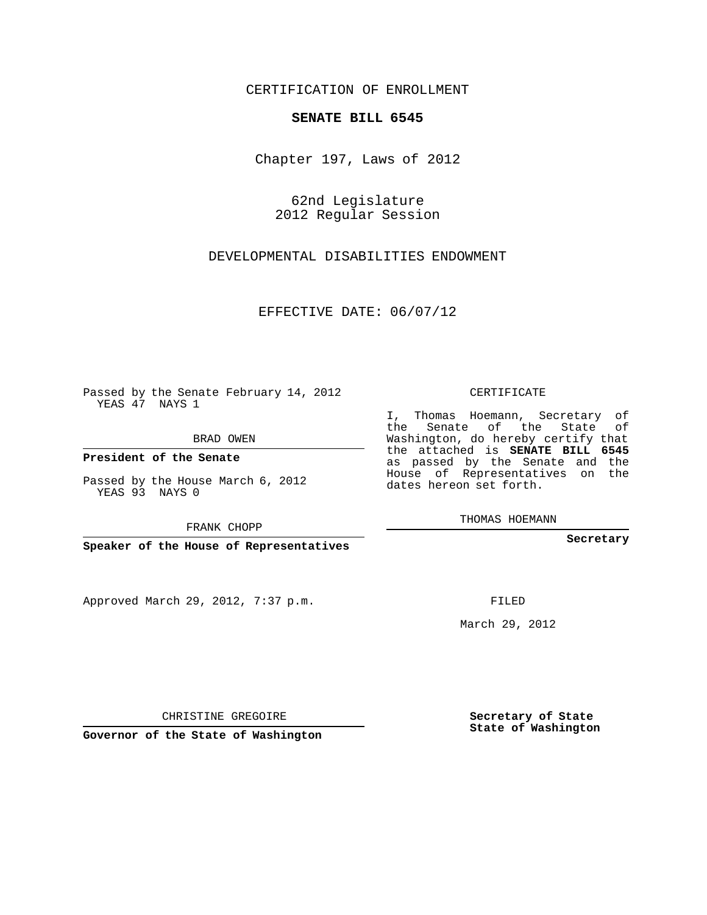CERTIFICATION OF ENROLLMENT

**SENATE BILL 6545**

Chapter 197, Laws of 2012

62nd Legislature
2012 Regular Session

DEVELOPMENTAL DISABILITIES ENDOWMENT

EFFECTIVE DATE: 06/07/12

Passed by the Senate February 14, 2012
YEAS 47 NAYS 1

BRAD OWEN

**President of the Senate**

Passed by the House March 6, 2012
YEAS 93 NAYS 0

FRANK CHOPP

**Speaker of the House of Representatives**

CERTIFICATE

I, Thomas Hoemann, Secretary of the Senate of the State of Washington, do hereby certify that the attached is **SENATE BILL 6545** as passed by the Senate and the House of Representatives on the dates hereon set forth.

THOMAS HOEMANN

**Secretary**

Approved March 29, 2012, 7:37 p.m.

FILED

March 29, 2012

CHRISTINE GREGOIRE

**Governor of the State of Washington**

**Secretary of State**
**State of Washington**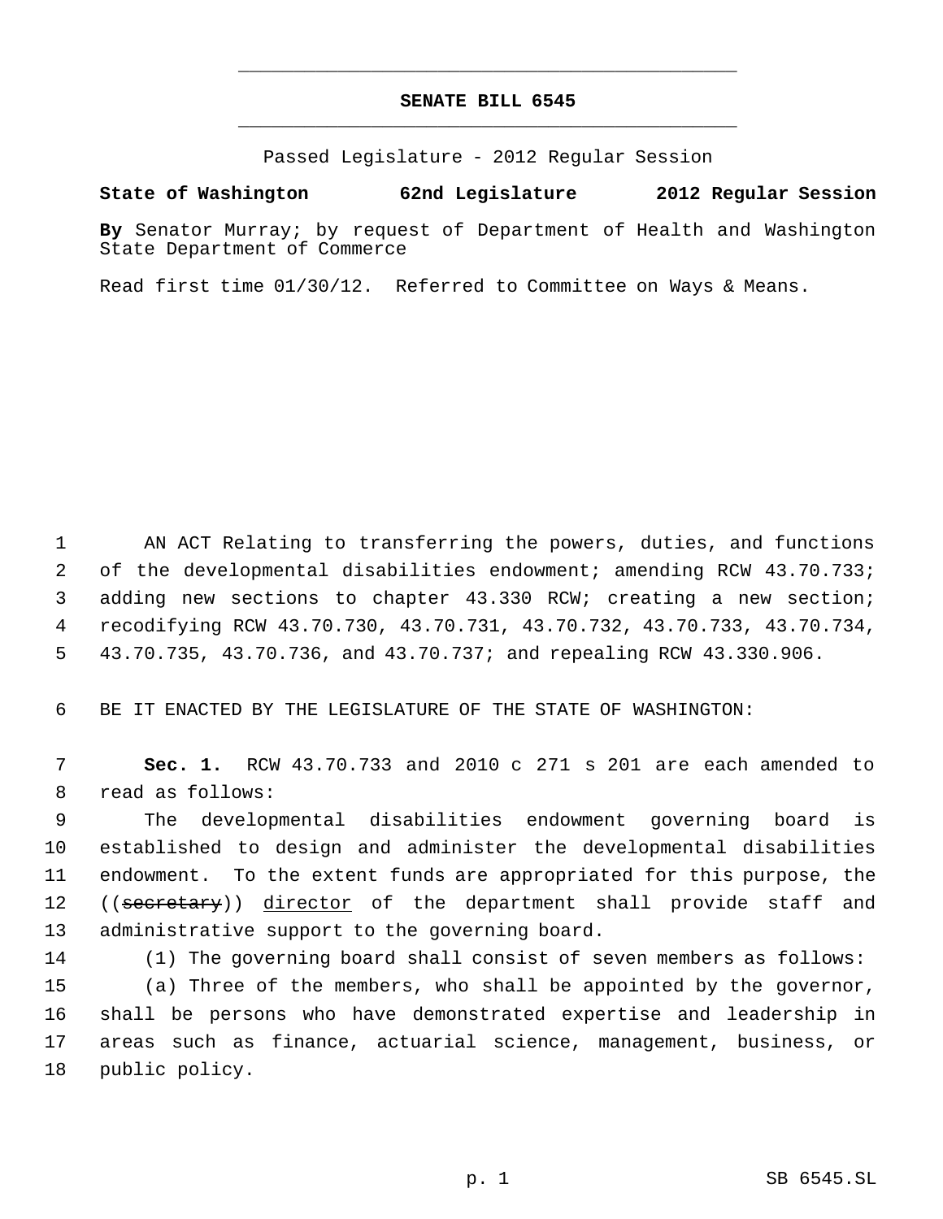# SENATE BILL 6545

Passed Legislature - 2012 Regular Session

**State of Washington 62nd Legislature 2012 Regular Session**

**By** Senator Murray; by request of Department of Health and Washington State Department of Commerce

Read first time 01/30/12. Referred to Committee on Ways & Means.

AN ACT Relating to transferring the powers, duties, and functions of the developmental disabilities endowment; amending RCW 43.70.733; adding new sections to chapter 43.330 RCW; creating a new section; recodifying RCW 43.70.730, 43.70.731, 43.70.732, 43.70.733, 43.70.734, 43.70.735, 43.70.736, and 43.70.737; and repealing RCW 43.330.906.

BE IT ENACTED BY THE LEGISLATURE OF THE STATE OF WASHINGTON:

**Sec. 1.** RCW 43.70.733 and 2010 c 271 s 201 are each amended to read as follows:

The developmental disabilities endowment governing board is established to design and administer the developmental disabilities endowment. To the extent funds are appropriated for this purpose, the ((~~secretary~~)) <u>director</u> of the department shall provide staff and administrative support to the governing board.

(1) The governing board shall consist of seven members as follows:

(a) Three of the members, who shall be appointed by the governor, shall be persons who have demonstrated expertise and leadership in areas such as finance, actuarial science, management, business, or public policy.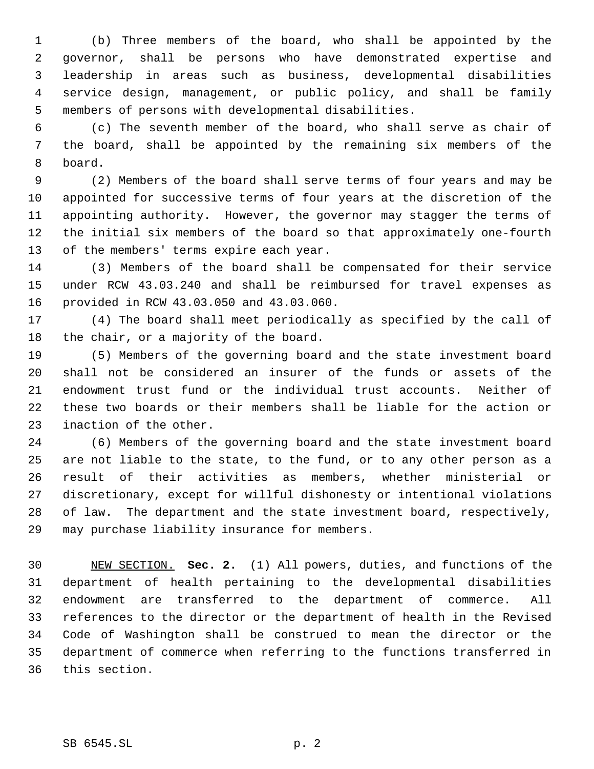(b) Three members of the board, who shall be appointed by the governor, shall be persons who have demonstrated expertise and leadership in areas such as business, developmental disabilities service design, management, or public policy, and shall be family members of persons with developmental disabilities.

(c) The seventh member of the board, who shall serve as chair of the board, shall be appointed by the remaining six members of the board.

(2) Members of the board shall serve terms of four years and may be appointed for successive terms of four years at the discretion of the appointing authority. However, the governor may stagger the terms of the initial six members of the board so that approximately one-fourth of the members' terms expire each year.

(3) Members of the board shall be compensated for their service under RCW 43.03.240 and shall be reimbursed for travel expenses as provided in RCW 43.03.050 and 43.03.060.

(4) The board shall meet periodically as specified by the call of the chair, or a majority of the board.

(5) Members of the governing board and the state investment board shall not be considered an insurer of the funds or assets of the endowment trust fund or the individual trust accounts. Neither of these two boards or their members shall be liable for the action or inaction of the other.

(6) Members of the governing board and the state investment board are not liable to the state, to the fund, or to any other person as a result of their activities as members, whether ministerial or discretionary, except for willful dishonesty or intentional violations of law. The department and the state investment board, respectively, may purchase liability insurance for members.

NEW SECTION. **Sec. 2.** (1) All powers, duties, and functions of the department of health pertaining to the developmental disabilities endowment are transferred to the department of commerce. All references to the director or the department of health in the Revised Code of Washington shall be construed to mean the director or the department of commerce when referring to the functions transferred in this section.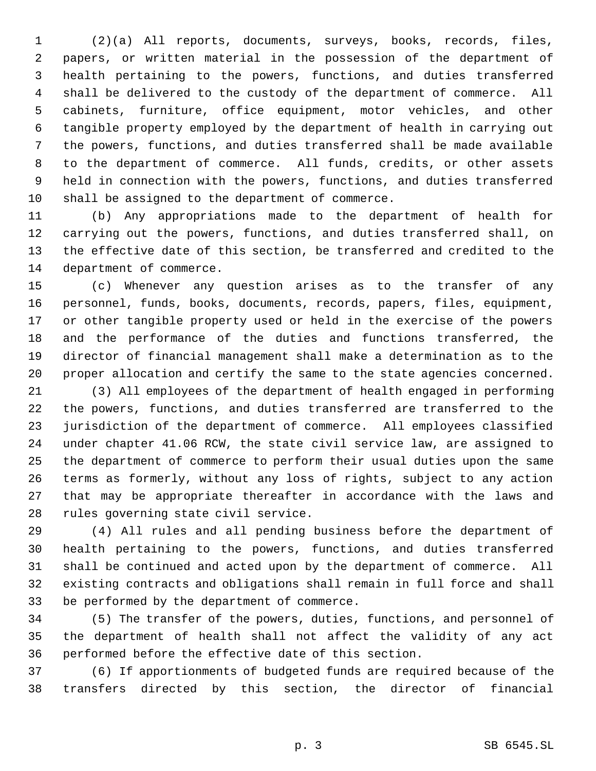(2)(a) All reports, documents, surveys, books, records, files, papers, or written material in the possession of the department of health pertaining to the powers, functions, and duties transferred shall be delivered to the custody of the department of commerce. All cabinets, furniture, office equipment, motor vehicles, and other tangible property employed by the department of health in carrying out the powers, functions, and duties transferred shall be made available to the department of commerce. All funds, credits, or other assets held in connection with the powers, functions, and duties transferred shall be assigned to the department of commerce.

(b) Any appropriations made to the department of health for carrying out the powers, functions, and duties transferred shall, on the effective date of this section, be transferred and credited to the department of commerce.

(c) Whenever any question arises as to the transfer of any personnel, funds, books, documents, records, papers, files, equipment, or other tangible property used or held in the exercise of the powers and the performance of the duties and functions transferred, the director of financial management shall make a determination as to the proper allocation and certify the same to the state agencies concerned.

(3) All employees of the department of health engaged in performing the powers, functions, and duties transferred are transferred to the jurisdiction of the department of commerce. All employees classified under chapter 41.06 RCW, the state civil service law, are assigned to the department of commerce to perform their usual duties upon the same terms as formerly, without any loss of rights, subject to any action that may be appropriate thereafter in accordance with the laws and rules governing state civil service.

(4) All rules and all pending business before the department of health pertaining to the powers, functions, and duties transferred shall be continued and acted upon by the department of commerce. All existing contracts and obligations shall remain in full force and shall be performed by the department of commerce.

(5) The transfer of the powers, duties, functions, and personnel of the department of health shall not affect the validity of any act performed before the effective date of this section.

(6) If apportionments of budgeted funds are required because of the transfers directed by this section, the director of financial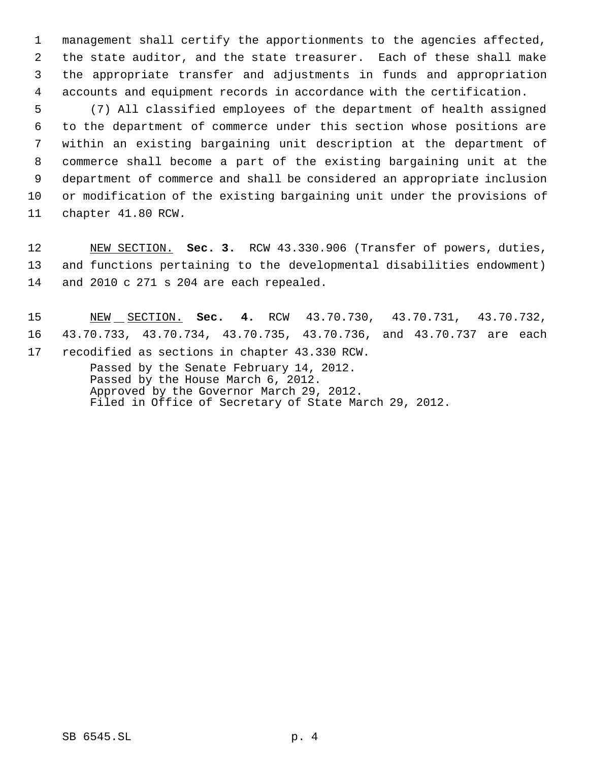management shall certify the apportionments to the agencies affected, the state auditor, and the state treasurer. Each of these shall make the appropriate transfer and adjustments in funds and appropriation accounts and equipment records in accordance with the certification.

(7) All classified employees of the department of health assigned to the department of commerce under this section whose positions are within an existing bargaining unit description at the department of commerce shall become a part of the existing bargaining unit at the department of commerce and shall be considered an appropriate inclusion or modification of the existing bargaining unit under the provisions of chapter 41.80 RCW.

NEW SECTION. **Sec. 3.** RCW 43.330.906 (Transfer of powers, duties, and functions pertaining to the developmental disabilities endowment) and 2010 c 271 s 204 are each repealed.

NEW SECTION. **Sec. 4.** RCW 43.70.730, 43.70.731, 43.70.732, 43.70.733, 43.70.734, 43.70.735, 43.70.736, and 43.70.737 are each recodified as sections in chapter 43.330 RCW.

Passed by the Senate February 14, 2012.
Passed by the House March 6, 2012.
Approved by the Governor March 29, 2012.
Filed in Office of Secretary of State March 29, 2012.